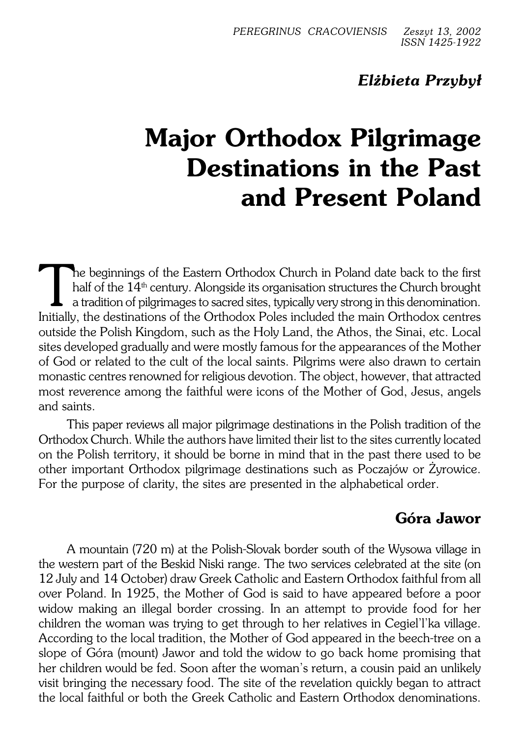*Elżbieta Przybył*

# Major Orthodox Pilgrimage Destinations in the Past and Present Poland

The beginnings of the Eastern Orthodox Church in Poland date back to the first half of the 14th century. Alongside its organisation structures the Church brought a tradition of pilgrimages to sacred sites, typically very strong in this denomination. Initially, the destinations of the Orthodox Poles included the main Orthodox centres outside the Polish Kingdom, such as the Holy Land, the Athos, the Sinai, etc. Local sites developed gradually and were mostly famous for the appearances of the Mother of God or related to the cult of the local saints. Pilgrims were also drawn to certain monastic centres renowned for religious devotion. The object, however, that attracted most reverence among the faithful were icons of the Mother of God, Jesus, angels and saints.

This paper reviews all major pilgrimage destinations in the Polish tradition of the Orthodox Church. While the authors have limited their list to the sites currently located on the Polish territory, it should be borne in mind that in the past there used to be other important Orthodox pilgrimage destinations such as Poczajów or Żyrowice. For the purpose of clarity, the sites are presented in the alphabetical order.

## Góra Jawor

A mountain (720 m) at the Polish-Slovak border south of the Wysowa village in the western part of the Beskid Niski range. The two services celebrated at the site (on 12 July and 14 October) draw Greek Catholic and Eastern Orthodox faithful from all over Poland. In 1925, the Mother of God is said to have appeared before a poor widow making an illegal border crossing. In an attempt to provide food for her children the woman was trying to get through to her relatives in Cegiel'l'ka village. According to the local tradition, the Mother of God appeared in the beech-tree on a slope of Góra (mount) Jawor and told the widow to go back home promising that her children would be fed. Soon after the woman's return, a cousin paid an unlikely visit bringing the necessary food. The site of the revelation quickly began to attract the local faithful or both the Greek Catholic and Eastern Orthodox denominations.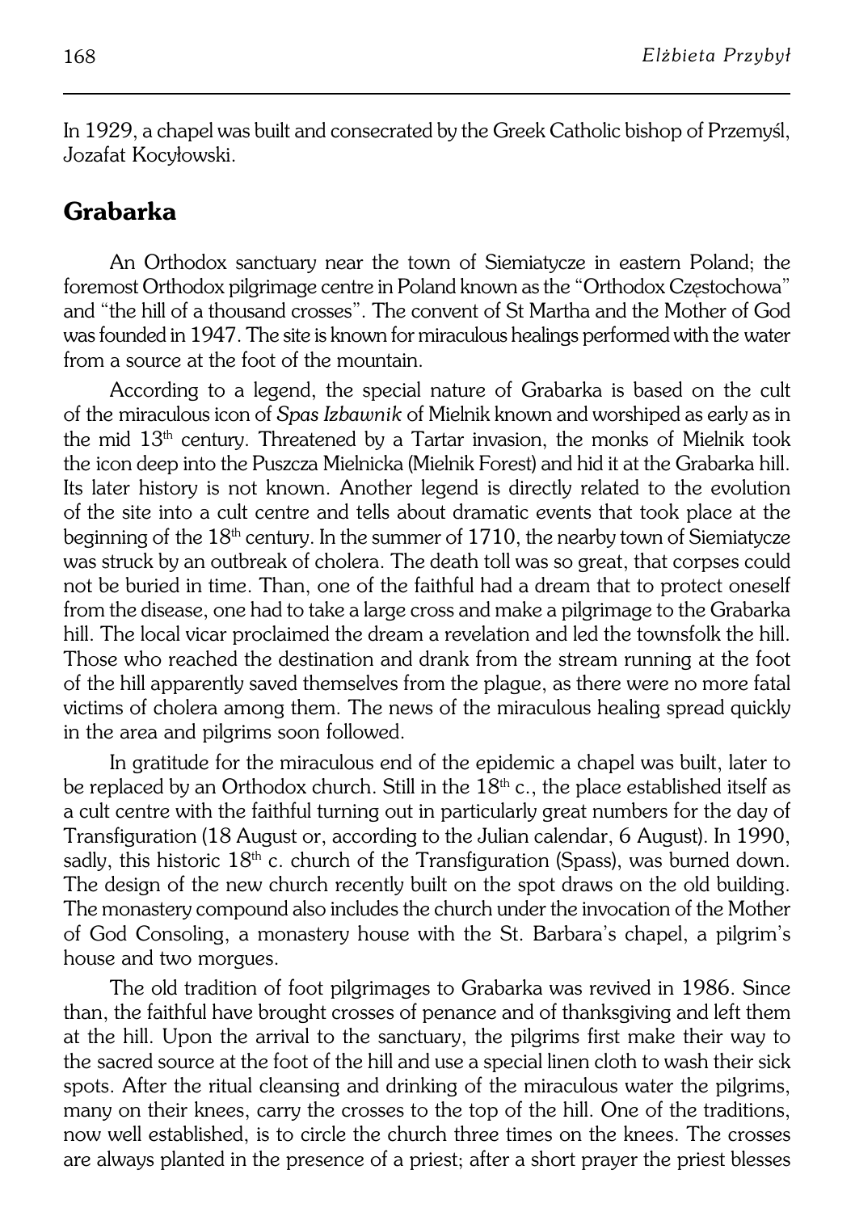In 1929, a chapel was built and consecrated by the Greek Catholic bishop of Przemyśl, Jozafat Kocyłowski.

## Grabarka

An Orthodox sanctuary near the town of Siemiatycze in eastern Poland; the foremost Orthodox pilgrimage centre in Poland known as the "Orthodox Częstochowa" and "the hill of a thousand crosses". The convent of St Martha and the Mother of God was founded in 1947. The site is known for miraculous healings performed with the water from a source at the foot of the mountain.

According to a legend, the special nature of Grabarka is based on the cult of the miraculous icon of *Spas Izbawnik* of Mielnik known and worshiped as early as in the mid 13th century. Threatened by a Tartar invasion, the monks of Mielnik took the icon deep into the Puszcza Mielnicka (Mielnik Forest) and hid it at the Grabarka hill. Its later history is not known. Another legend is directly related to the evolution of the site into a cult centre and tells about dramatic events that took place at the beginning of the 18th century. In the summer of 1710, the nearby town of Siemiatycze was struck by an outbreak of cholera. The death toll was so great, that corpses could not be buried in time. Than, one of the faithful had a dream that to protect oneself from the disease, one had to take a large cross and make a pilgrimage to the Grabarka hill. The local vicar proclaimed the dream a revelation and led the townsfolk the hill. Those who reached the destination and drank from the stream running at the foot of the hill apparently saved themselves from the plague, as there were no more fatal victims of cholera among them. The news of the miraculous healing spread quickly in the area and pilgrims soon followed.

In gratitude for the miraculous end of the epidemic a chapel was built, later to be replaced by an Orthodox church. Still in the 18th c., the place established itself as a cult centre with the faithful turning out in particularly great numbers for the day of Transfiguration (18 August or, according to the Julian calendar, 6 August). In 1990, sadly, this historic 18th c. church of the Transfiguration (Spass), was burned down. The design of the new church recently built on the spot draws on the old building. The monastery compound also includes the church under the invocation of the Mother of God Consoling, a monastery house with the St. Barbara's chapel, a pilgrim's house and two morgues.

The old tradition of foot pilgrimages to Grabarka was revived in 1986. Since than, the faithful have brought crosses of penance and of thanksgiving and left them at the hill. Upon the arrival to the sanctuary, the pilgrims first make their way to the sacred source at the foot of the hill and use a special linen cloth to wash their sick spots. After the ritual cleansing and drinking of the miraculous water the pilgrims, many on their knees, carry the crosses to the top of the hill. One of the traditions, now well established, is to circle the church three times on the knees. The crosses are always planted in the presence of a priest; after a short prayer the priest blesses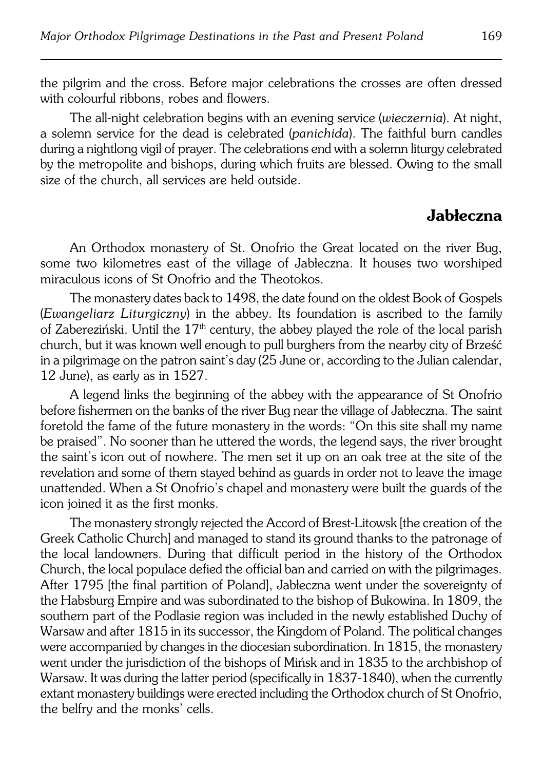the pilgrim and the cross. Before major celebrations the crosses are often dressed with colourful ribbons, robes and flowers.

The all-night celebration begins with an evening service (*wieczernia*). At night, a solemn service for the dead is celebrated (*panichida*). The faithful burn candles during a nightlong vigil of prayer. The celebrations end with a solemn liturgy celebrated by the metropolite and bishops, during which fruits are blessed. Owing to the small size of the church, all services are held outside.

## Jabłeczna

An Orthodox monastery of St. Onofrio the Great located on the river Bug, some two kilometres east of the village of Jabłeczna. It houses two worshiped miraculous icons of St Onofrio and the Theotokos.

The monastery dates back to 1498, the date found on the oldest Book of Gospels (*Ewangeliarz Liturgiczny*) in the abbey. Its foundation is ascribed to the family of Zabereziński. Until the 17th century, the abbey played the role of the local parish church, but it was known well enough to pull burghers from the nearby city of Brześć in a pilgrimage on the patron saint's day (25 June or, according to the Julian calendar, 12 June), as early as in 1527.

A legend links the beginning of the abbey with the appearance of St Onofrio before fishermen on the banks of the river Bug near the village of Jabłeczna. The saint foretold the fame of the future monastery in the words: "On this site shall my name be praised". No sooner than he uttered the words, the legend says, the river brought the saint's icon out of nowhere. The men set it up on an oak tree at the site of the revelation and some of them stayed behind as guards in order not to leave the image unattended. When a St Onofrio's chapel and monastery were built the guards of the icon joined it as the first monks.

The monastery strongly rejected the Accord of Brest-Litowsk [the creation of the Greek Catholic Church] and managed to stand its ground thanks to the patronage of the local landowners. During that difficult period in the history of the Orthodox Church, the local populace defied the official ban and carried on with the pilgrimages. After 1795 [the final partition of Poland], Jabłeczna went under the sovereignty of the Habsburg Empire and was subordinated to the bishop of Bukowina. In 1809, the southern part of the Podlasie region was included in the newly established Duchy of Warsaw and after 1815 in its successor, the Kingdom of Poland. The political changes were accompanied by changes in the diocesian subordination. In 1815, the monastery went under the jurisdiction of the bishops of Mińsk and in 1835 to the archbishop of Warsaw. It was during the latter period (specifically in 1837-1840), when the currently extant monastery buildings were erected including the Orthodox church of St Onofrio, the belfry and the monks' cells.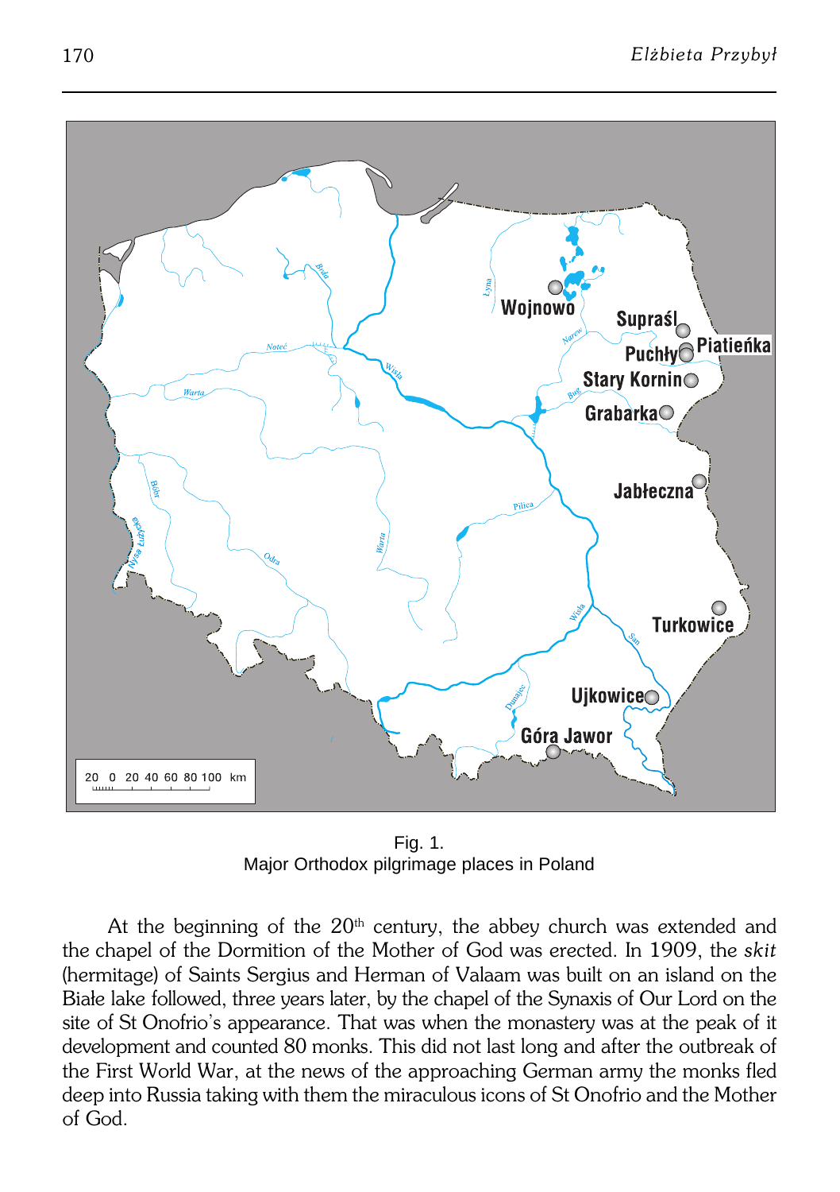Fig. 1.
Major Orthodox pilgrimage places in Poland

At the beginning of the 20th century, the abbey church was extended and the chapel of the Dormition of the Mother of God was erected. In 1909, the *skit* (hermitage) of Saints Sergius and Herman of Valaam was built on an island on the Białe lake followed, three years later, by the chapel of the Synaxis of Our Lord on the site of St Onofrio's appearance. That was when the monastery was at the peak of it development and counted 80 monks. This did not last long and after the outbreak of the First World War, at the news of the approaching German army the monks fled deep into Russia taking with them the miraculous icons of St Onofrio and the Mother of God.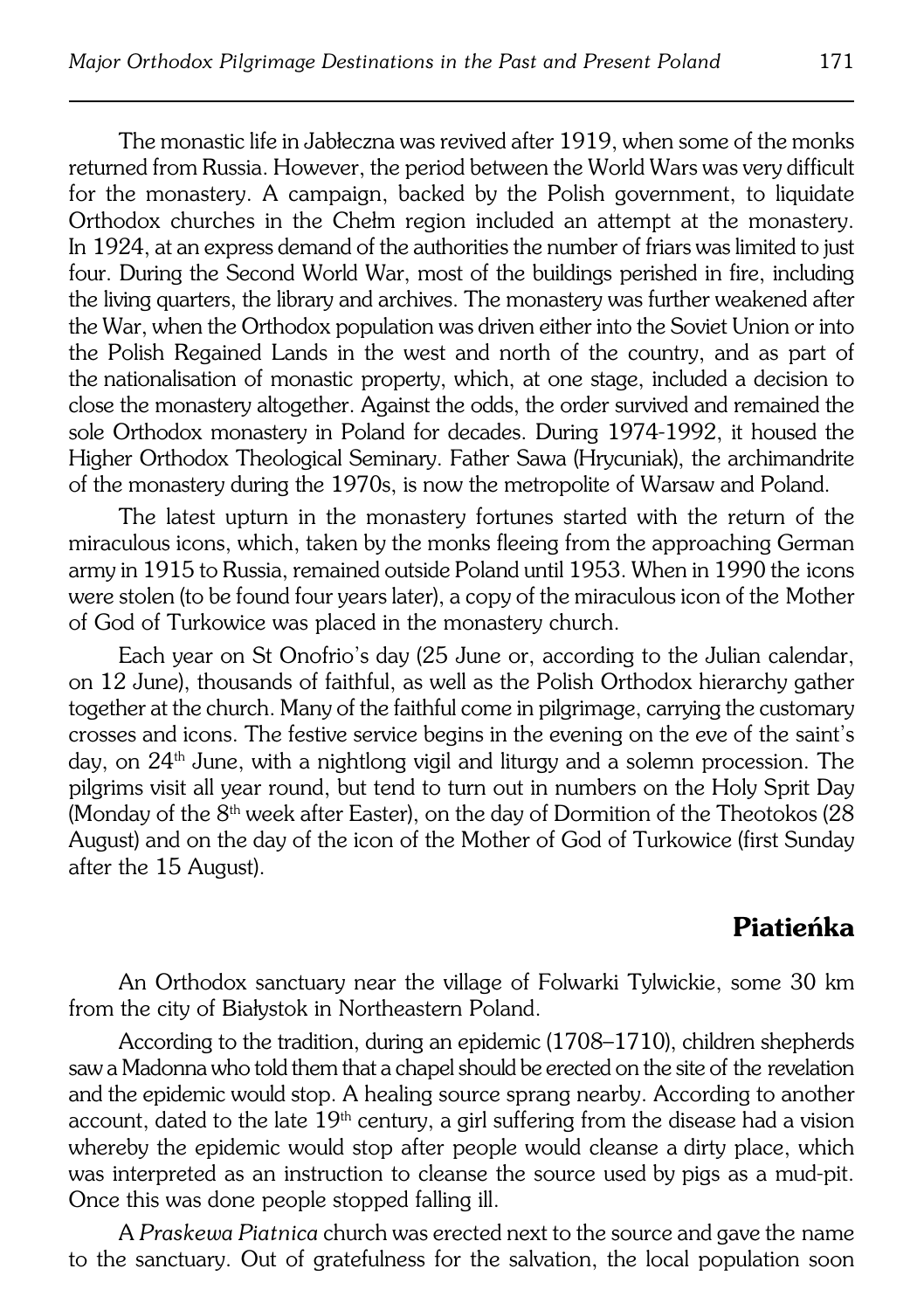The monastic life in Jabłeczna was revived after 1919, when some of the monks returned from Russia. However, the period between the World Wars was very difficult for the monastery. A campaign, backed by the Polish government, to liquidate Orthodox churches in the Chełm region included an attempt at the monastery. In 1924, at an express demand of the authorities the number of friars was limited to just four. During the Second World War, most of the buildings perished in fire, including the living quarters, the library and archives. The monastery was further weakened after the War, when the Orthodox population was driven either into the Soviet Union or into the Polish Regained Lands in the west and north of the country, and as part of the nationalisation of monastic property, which, at one stage, included a decision to close the monastery altogether. Against the odds, the order survived and remained the sole Orthodox monastery in Poland for decades. During 1974-1992, it housed the Higher Orthodox Theological Seminary. Father Sawa (Hrycuniak), the archimandrite of the monastery during the 1970s, is now the metropolite of Warsaw and Poland.

The latest upturn in the monastery fortunes started with the return of the miraculous icons, which, taken by the monks fleeing from the approaching German army in 1915 to Russia, remained outside Poland until 1953. When in 1990 the icons were stolen (to be found four years later), a copy of the miraculous icon of the Mother of God of Turkowice was placed in the monastery church.

Each year on St Onofrio's day (25 June or, according to the Julian calendar, on 12 June), thousands of faithful, as well as the Polish Orthodox hierarchy gather together at the church. Many of the faithful come in pilgrimage, carrying the customary crosses and icons. The festive service begins in the evening on the eve of the saint's day, on 24th June, with a nightlong vigil and liturgy and a solemn procession. The pilgrims visit all year round, but tend to turn out in numbers on the Holy Sprit Day (Monday of the 8th week after Easter), on the day of Dormition of the Theotokos (28 August) and on the day of the icon of the Mother of God of Turkowice (first Sunday after the 15 August).

## Piatieńka

An Orthodox sanctuary near the village of Folwarki Tylwickie, some 30 km from the city of Białystok in Northeastern Poland.

According to the tradition, during an epidemic (1708–1710), children shepherds saw a Madonna who told them that a chapel should be erected on the site of the revelation and the epidemic would stop. A healing source sprang nearby. According to another account, dated to the late 19th century, a girl suffering from the disease had a vision whereby the epidemic would stop after people would cleanse a dirty place, which was interpreted as an instruction to cleanse the source used by pigs as a mud-pit. Once this was done people stopped falling ill.

A *Praskewa Piatnica* church was erected next to the source and gave the name to the sanctuary. Out of gratefulness for the salvation, the local population soon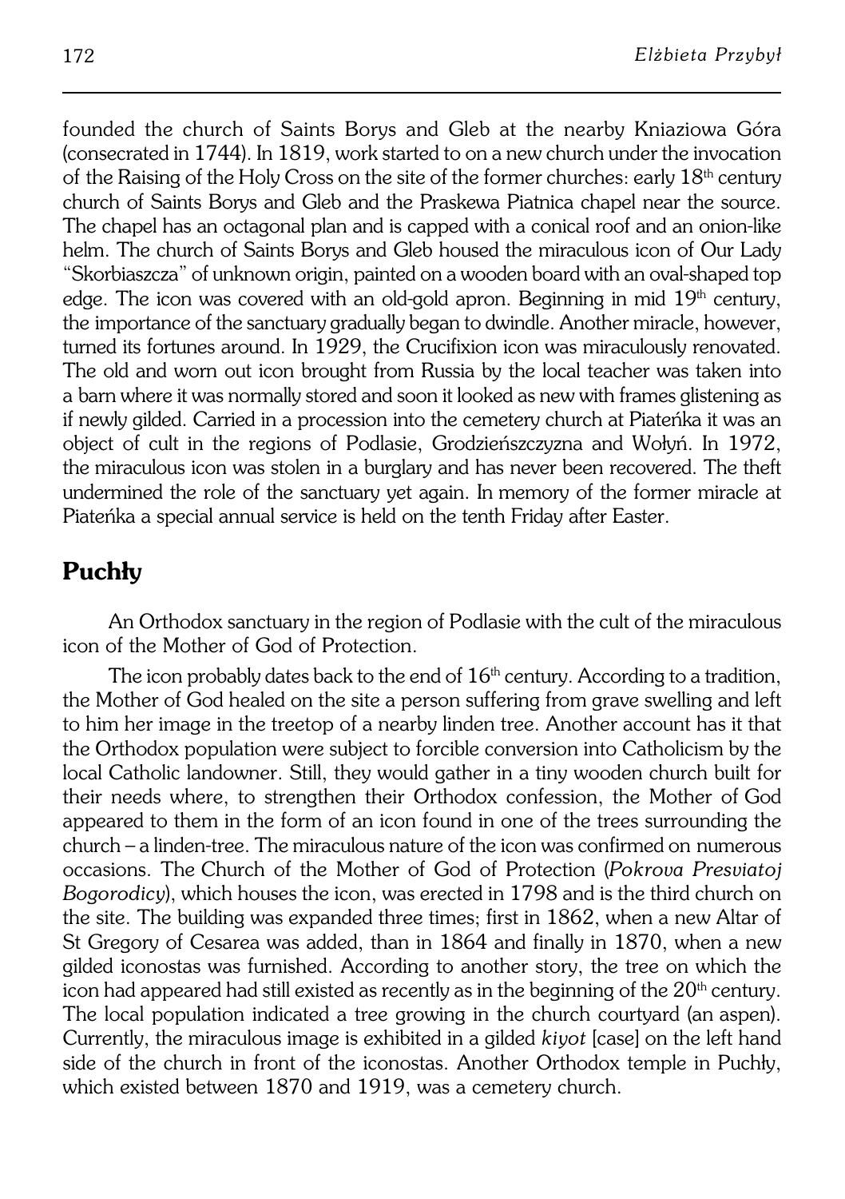founded the church of Saints Borys and Gleb at the nearby Kniaziowa Góra (consecrated in 1744). In 1819, work started to on a new church under the invocation of the Raising of the Holy Cross on the site of the former churches: early 18th century church of Saints Borys and Gleb and the Praskewa Piatnica chapel near the source. The chapel has an octagonal plan and is capped with a conical roof and an onion-like helm. The church of Saints Borys and Gleb housed the miraculous icon of Our Lady "Skorbiaszcza" of unknown origin, painted on a wooden board with an oval-shaped top edge. The icon was covered with an old-gold apron. Beginning in mid 19th century, the importance of the sanctuary gradually began to dwindle. Another miracle, however, turned its fortunes around. In 1929, the Crucifixion icon was miraculously renovated. The old and worn out icon brought from Russia by the local teacher was taken into a barn where it was normally stored and soon it looked as new with frames glistening as if newly gilded. Carried in a procession into the cemetery church at Piateńka it was an object of cult in the regions of Podlasie, Grodzieńszczyzna and Wołyń. In 1972, the miraculous icon was stolen in a burglary and has never been recovered. The theft undermined the role of the sanctuary yet again. In memory of the former miracle at Piateńka a special annual service is held on the tenth Friday after Easter.

## Puchły

An Orthodox sanctuary in the region of Podlasie with the cult of the miraculous icon of the Mother of God of Protection.

The icon probably dates back to the end of 16th century. According to a tradition, the Mother of God healed on the site a person suffering from grave swelling and left to him her image in the treetop of a nearby linden tree. Another account has it that the Orthodox population were subject to forcible conversion into Catholicism by the local Catholic landowner. Still, they would gather in a tiny wooden church built for their needs where, to strengthen their Orthodox confession, the Mother of God appeared to them in the form of an icon found in one of the trees surrounding the church – a linden-tree. The miraculous nature of the icon was confirmed on numerous occasions. The Church of the Mother of God of Protection (*Pokrova Presviatoj Bogorodicy*), which houses the icon, was erected in 1798 and is the third church on the site. The building was expanded three times; first in 1862, when a new Altar of St Gregory of Cesarea was added, than in 1864 and finally in 1870, when a new gilded iconostas was furnished. According to another story, the tree on which the icon had appeared had still existed as recently as in the beginning of the 20th century. The local population indicated a tree growing in the church courtyard (an aspen). Currently, the miraculous image is exhibited in a gilded *kiyot* [case] on the left hand side of the church in front of the iconostas. Another Orthodox temple in Puchły, which existed between 1870 and 1919, was a cemetery church.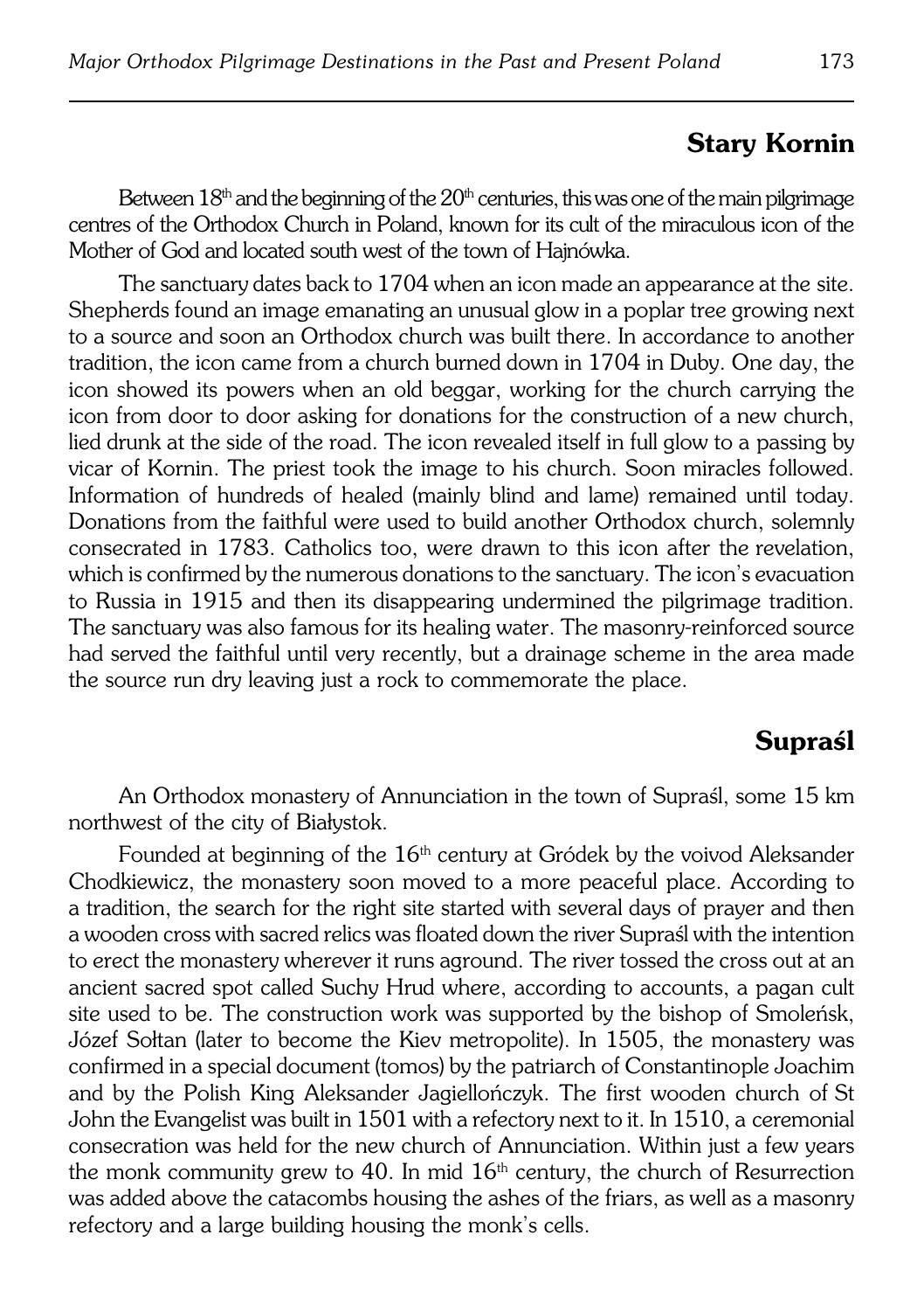## Stary Kornin

Between 18th and the beginning of the 20th centuries, this was one of the main pilgrimage centres of the Orthodox Church in Poland, known for its cult of the miraculous icon of the Mother of God and located south west of the town of Hajnówka.

The sanctuary dates back to 1704 when an icon made an appearance at the site. Shepherds found an image emanating an unusual glow in a poplar tree growing next to a source and soon an Orthodox church was built there. In accordance to another tradition, the icon came from a church burned down in 1704 in Duby. One day, the icon showed its powers when an old beggar, working for the church carrying the icon from door to door asking for donations for the construction of a new church, lied drunk at the side of the road. The icon revealed itself in full glow to a passing by vicar of Kornin. The priest took the image to his church. Soon miracles followed. Information of hundreds of healed (mainly blind and lame) remained until today. Donations from the faithful were used to build another Orthodox church, solemnly consecrated in 1783. Catholics too, were drawn to this icon after the revelation, which is confirmed by the numerous donations to the sanctuary. The icon's evacuation to Russia in 1915 and then its disappearing undermined the pilgrimage tradition. The sanctuary was also famous for its healing water. The masonry-reinforced source had served the faithful until very recently, but a drainage scheme in the area made the source run dry leaving just a rock to commemorate the place.

## Supraśl

An Orthodox monastery of Annunciation in the town of Supraśl, some 15 km northwest of the city of Białystok.

Founded at beginning of the 16th century at Gródek by the voivod Aleksander Chodkiewicz, the monastery soon moved to a more peaceful place. According to a tradition, the search for the right site started with several days of prayer and then a wooden cross with sacred relics was floated down the river Supraśl with the intention to erect the monastery wherever it runs aground. The river tossed the cross out at an ancient sacred spot called Suchy Hrud where, according to accounts, a pagan cult site used to be. The construction work was supported by the bishop of Smoleńsk, Józef Sołtan (later to become the Kiev metropolite). In 1505, the monastery was confirmed in a special document (tomos) by the patriarch of Constantinople Joachim and by the Polish King Aleksander Jagiellończyk. The first wooden church of St John the Evangelist was built in 1501 with a refectory next to it. In 1510, a ceremonial consecration was held for the new church of Annunciation. Within just a few years the monk community grew to 40. In mid 16th century, the church of Resurrection was added above the catacombs housing the ashes of the friars, as well as a masonry refectory and a large building housing the monk's cells.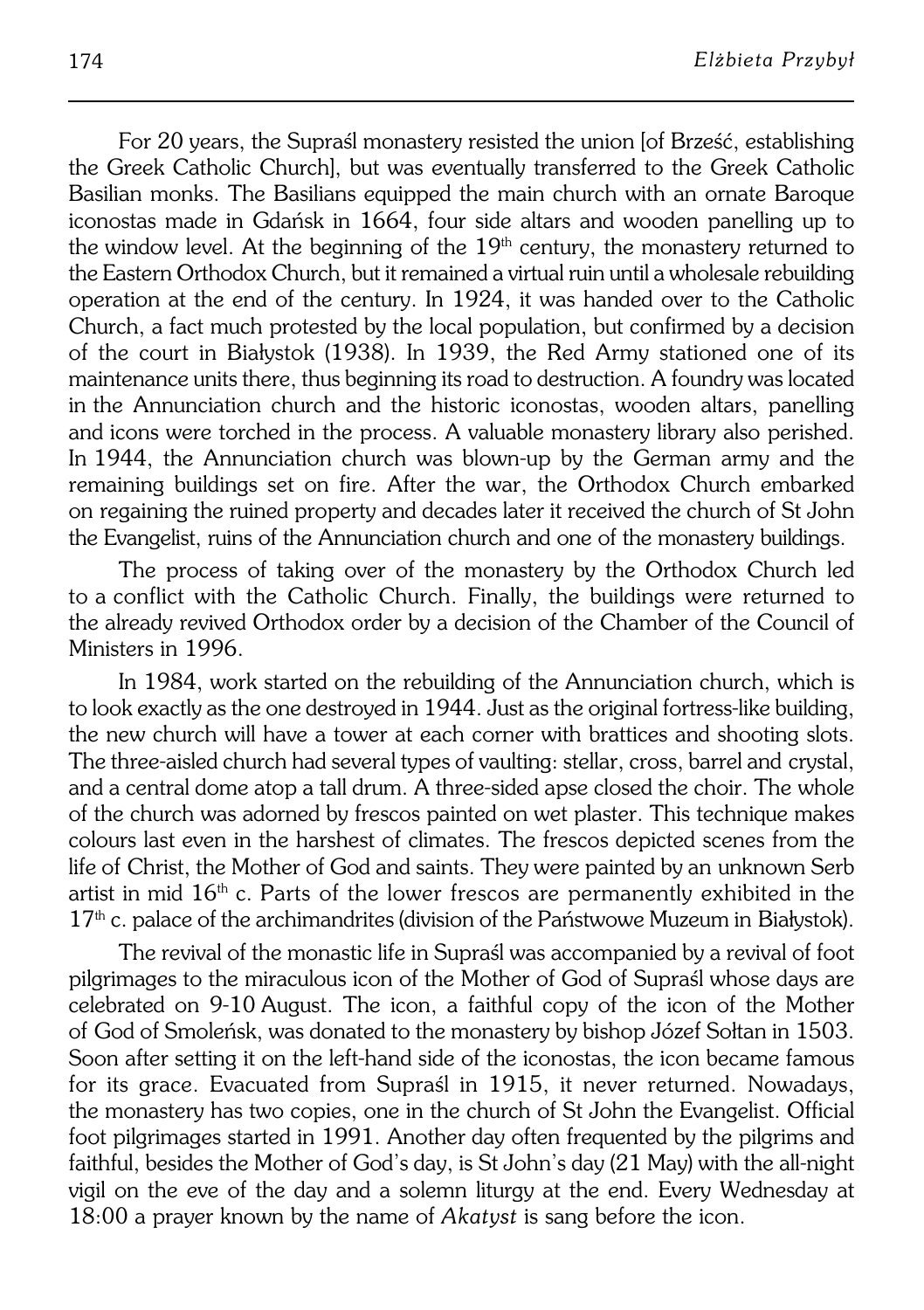For 20 years, the Supraśl monastery resisted the union [of Brześć, establishing the Greek Catholic Church], but was eventually transferred to the Greek Catholic Basilian monks. The Basilians equipped the main church with an ornate Baroque iconostas made in Gdańsk in 1664, four side altars and wooden panelling up to the window level. At the beginning of the $19^{th}$ century, the monastery returned to the Eastern Orthodox Church, but it remained a virtual ruin until a wholesale rebuilding operation at the end of the century. In 1924, it was handed over to the Catholic Church, a fact much protested by the local population, but confirmed by a decision of the court in Białystok (1938). In 1939, the Red Army stationed one of its maintenance units there, thus beginning its road to destruction. A foundry was located in the Annunciation church and the historic iconostas, wooden altars, panelling and icons were torched in the process. A valuable monastery library also perished. In 1944, the Annunciation church was blown-up by the German army and the remaining buildings set on fire. After the war, the Orthodox Church embarked on regaining the ruined property and decades later it received the church of St John the Evangelist, ruins of the Annunciation church and one of the monastery buildings.

The process of taking over of the monastery by the Orthodox Church led to a conflict with the Catholic Church. Finally, the buildings were returned to the already revived Orthodox order by a decision of the Chamber of the Council of Ministers in 1996.

In 1984, work started on the rebuilding of the Annunciation church, which is to look exactly as the one destroyed in 1944. Just as the original fortress-like building, the new church will have a tower at each corner with brattices and shooting slots. The three-aisled church had several types of vaulting: stellar, cross, barrel and crystal, and a central dome atop a tall drum. A three-sided apse closed the choir. The whole of the church was adorned by frescos painted on wet plaster. This technique makes colours last even in the harshest of climates. The frescos depicted scenes from the life of Christ, the Mother of God and saints. They were painted by an unknown Serb artist in mid $16^{th}$ c. Parts of the lower frescos are permanently exhibited in the $17^{th}$ c. palace of the archimandrites (division of the Państwowe Muzeum in Białystok).

The revival of the monastic life in Supraśl was accompanied by a revival of foot pilgrimages to the miraculous icon of the Mother of God of Supraśl whose days are celebrated on 9-10 August. The icon, a faithful copy of the icon of the Mother of God of Smoleńsk, was donated to the monastery by bishop Józef Sołtan in 1503. Soon after setting it on the left-hand side of the iconostas, the icon became famous for its grace. Evacuated from Supraśl in 1915, it never returned. Nowadays, the monastery has two copies, one in the church of St John the Evangelist. Official foot pilgrimages started in 1991. Another day often frequented by the pilgrims and faithful, besides the Mother of God's day, is St John's day (21 May) with the all-night vigil on the eve of the day and a solemn liturgy at the end. Every Wednesday at 18:00 a prayer known by the name of *Akatyst* is sang before the icon.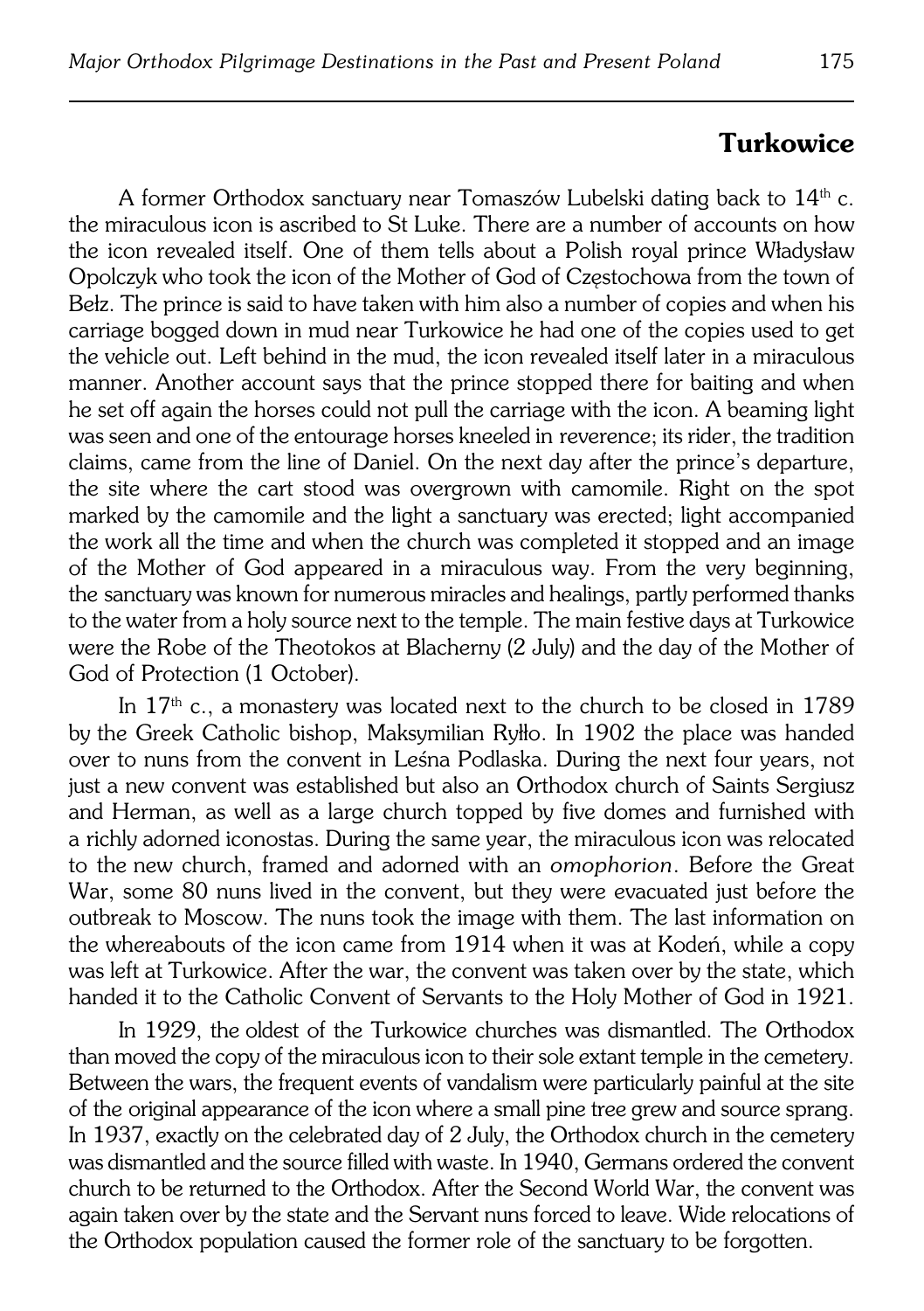## Turkowice

A former Orthodox sanctuary near Tomaszów Lubelski dating back to 14th c. the miraculous icon is ascribed to St Luke. There are a number of accounts on how the icon revealed itself. One of them tells about a Polish royal prince Władysław Opolczyk who took the icon of the Mother of God of Częstochowa from the town of Bełz. The prince is said to have taken with him also a number of copies and when his carriage bogged down in mud near Turkowice he had one of the copies used to get the vehicle out. Left behind in the mud, the icon revealed itself later in a miraculous manner. Another account says that the prince stopped there for baiting and when he set off again the horses could not pull the carriage with the icon. A beaming light was seen and one of the entourage horses kneeled in reverence; its rider, the tradition claims, came from the line of Daniel. On the next day after the prince's departure, the site where the cart stood was overgrown with camomile. Right on the spot marked by the camomile and the light a sanctuary was erected; light accompanied the work all the time and when the church was completed it stopped and an image of the Mother of God appeared in a miraculous way. From the very beginning, the sanctuary was known for numerous miracles and healings, partly performed thanks to the water from a holy source next to the temple. The main festive days at Turkowice were the Robe of the Theotokos at Blacherny (2 July) and the day of the Mother of God of Protection (1 October).

In 17th c., a monastery was located next to the church to be closed in 1789 by the Greek Catholic bishop, Maksymilian Ryłło. In 1902 the place was handed over to nuns from the convent in Leśna Podlaska. During the next four years, not just a new convent was established but also an Orthodox church of Saints Sergiusz and Herman, as well as a large church topped by five domes and furnished with a richly adorned iconostas. During the same year, the miraculous icon was relocated to the new church, framed and adorned with an *omophorion*. Before the Great War, some 80 nuns lived in the convent, but they were evacuated just before the outbreak to Moscow. The nuns took the image with them. The last information on the whereabouts of the icon came from 1914 when it was at Kodeń, while a copy was left at Turkowice. After the war, the convent was taken over by the state, which handed it to the Catholic Convent of Servants to the Holy Mother of God in 1921.

In 1929, the oldest of the Turkowice churches was dismantled. The Orthodox than moved the copy of the miraculous icon to their sole extant temple in the cemetery. Between the wars, the frequent events of vandalism were particularly painful at the site of the original appearance of the icon where a small pine tree grew and source sprang. In 1937, exactly on the celebrated day of 2 July, the Orthodox church in the cemetery was dismantled and the source filled with waste. In 1940, Germans ordered the convent church to be returned to the Orthodox. After the Second World War, the convent was again taken over by the state and the Servant nuns forced to leave. Wide relocations of the Orthodox population caused the former role of the sanctuary to be forgotten.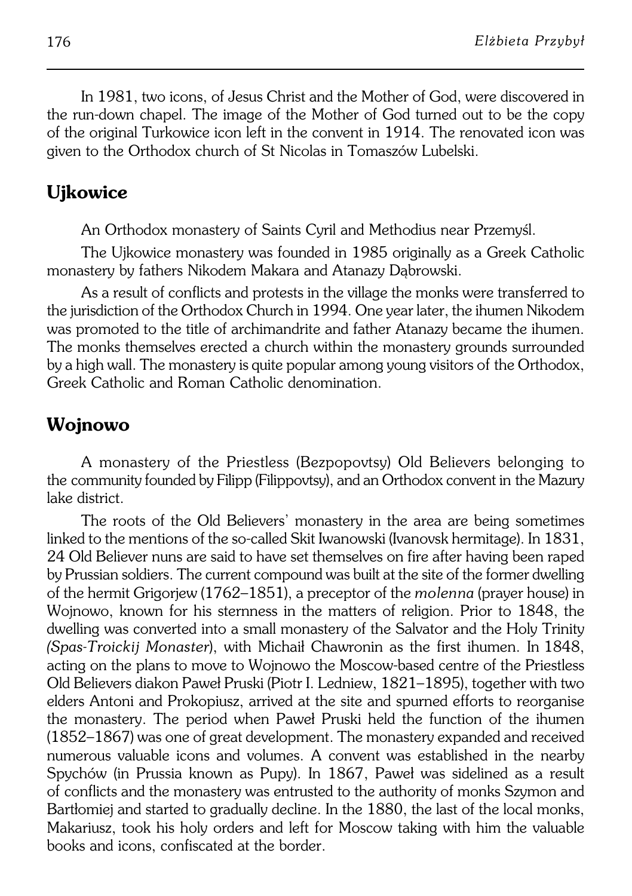In 1981, two icons, of Jesus Christ and the Mother of God, were discovered in the run-down chapel. The image of the Mother of God turned out to be the copy of the original Turkowice icon left in the convent in 1914. The renovated icon was given to the Orthodox church of St Nicolas in Tomaszów Lubelski.

## Ujkowice

An Orthodox monastery of Saints Cyril and Methodius near Przemyśl.

The Ujkowice monastery was founded in 1985 originally as a Greek Catholic monastery by fathers Nikodem Makara and Atanazy Dąbrowski.

As a result of conflicts and protests in the village the monks were transferred to the jurisdiction of the Orthodox Church in 1994. One year later, the ihumen Nikodem was promoted to the title of archimandrite and father Atanazy became the ihumen. The monks themselves erected a church within the monastery grounds surrounded by a high wall. The monastery is quite popular among young visitors of the Orthodox, Greek Catholic and Roman Catholic denomination.

## Wojnowo

A monastery of the Priestless (Bezpopovtsy) Old Believers belonging to the community founded by Filipp (Filippovtsy), and an Orthodox convent in the Mazury lake district.

The roots of the Old Believers' monastery in the area are being sometimes linked to the mentions of the so-called Skit Iwanowski (Ivanovsk hermitage). In 1831, 24 Old Believer nuns are said to have set themselves on fire after having been raped by Prussian soldiers. The current compound was built at the site of the former dwelling of the hermit Grigorjew (1762–1851), a preceptor of the *molenna* (prayer house) in Wojnowo, known for his sternness in the matters of religion. Prior to 1848, the dwelling was converted into a small monastery of the Salvator and the Holy Trinity *(Spas-Troickij Monaster*), with Michaił Chawronin as the first ihumen. In 1848, acting on the plans to move to Wojnowo the Moscow-based centre of the Priestless Old Believers diakon Paweł Pruski (Piotr I. Ledniew, 1821–1895), together with two elders Antoni and Prokopiusz, arrived at the site and spurned efforts to reorganise the monastery. The period when Paweł Pruski held the function of the ihumen (1852–1867) was one of great development. The monastery expanded and received numerous valuable icons and volumes. A convent was established in the nearby Spychów (in Prussia known as Pupy). In 1867, Paweł was sidelined as a result of conflicts and the monastery was entrusted to the authority of monks Szymon and Bartłomiej and started to gradually decline. In the 1880, the last of the local monks, Makariusz, took his holy orders and left for Moscow taking with him the valuable books and icons, confiscated at the border.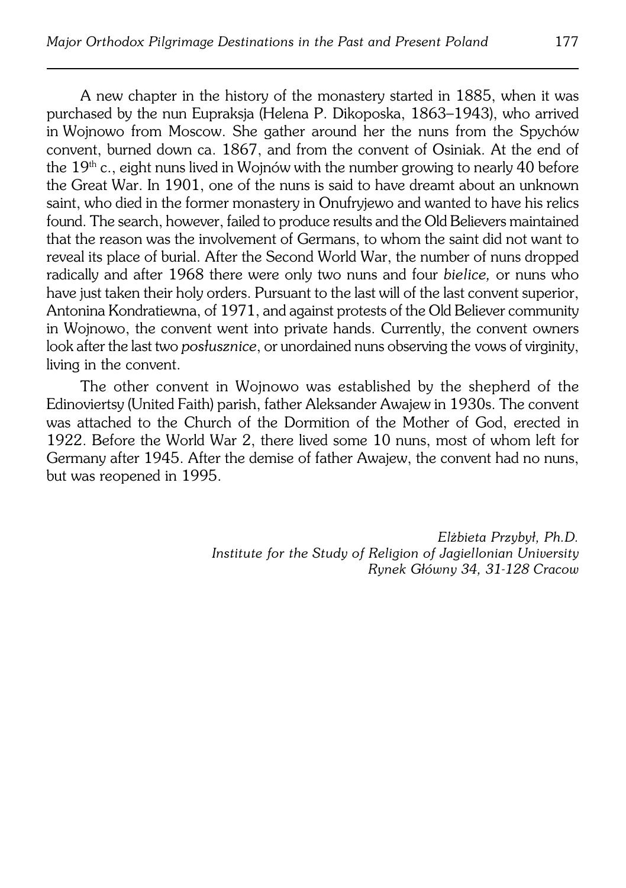A new chapter in the history of the monastery started in 1885, when it was purchased by the nun Eupraksja (Helena P. Dikoposka, 1863–1943), who arrived in Wojnowo from Moscow. She gather around her the nuns from the Spychów convent, burned down ca. 1867, and from the convent of Osiniak. At the end of the 19th c., eight nuns lived in Wojnów with the number growing to nearly 40 before the Great War. In 1901, one of the nuns is said to have dreamt about an unknown saint, who died in the former monastery in Onufryjewo and wanted to have his relics found. The search, however, failed to produce results and the Old Believers maintained that the reason was the involvement of Germans, to whom the saint did not want to reveal its place of burial. After the Second World War, the number of nuns dropped radically and after 1968 there were only two nuns and four *bielice,* or nuns who have just taken their holy orders. Pursuant to the last will of the last convent superior, Antonina Kondratiewna, of 1971, and against protests of the Old Believer community in Wojnowo, the convent went into private hands. Currently, the convent owners look after the last two *posłusznice*, or unordained nuns observing the vows of virginity, living in the convent.

The other convent in Wojnowo was established by the shepherd of the Edinoviertsy (United Faith) parish, father Aleksander Awajew in 1930s. The convent was attached to the Church of the Dormition of the Mother of God, erected in 1922. Before the World War 2, there lived some 10 nuns, most of whom left for Germany after 1945. After the demise of father Awajew, the convent had no nuns, but was reopened in 1995.

*Elżbieta Przybył, Ph.D.*
*Institute for the Study of Religion of Jagiellonian University*
*Rynek Główny 34, 31-128 Cracow*